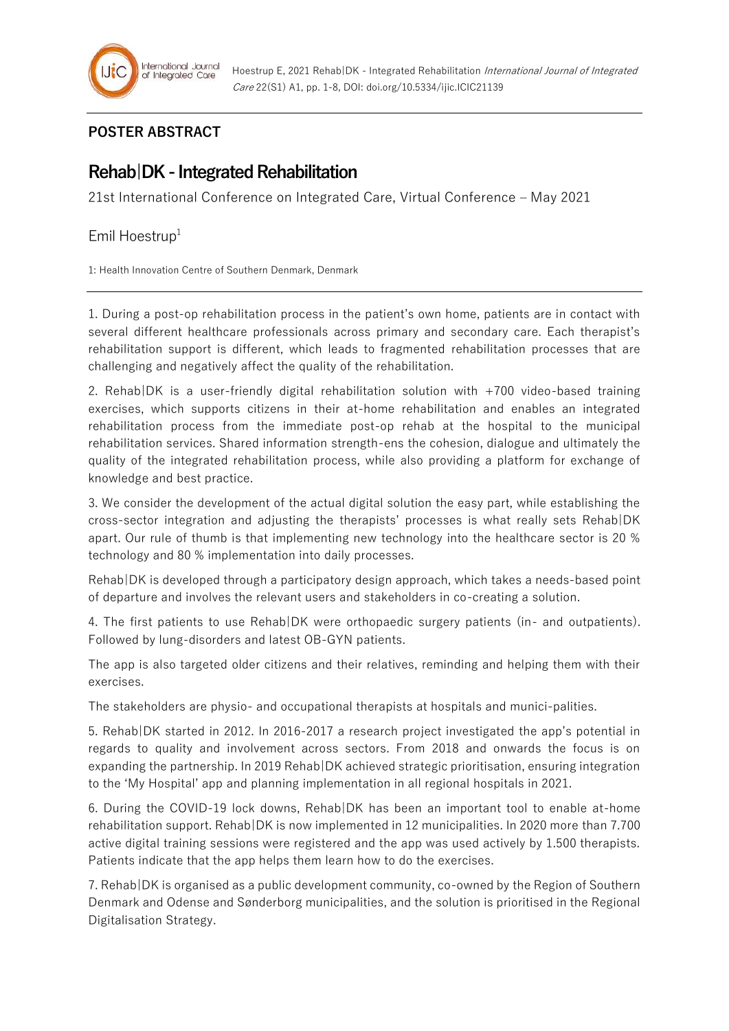**POSTER ABSTRACT**

# Rehab|DK - Integrated Rehabilitation

21st International Conference on Integrated Care, Virtual Conference – May 2021

Emil Hoestrup[1]

1: Health Innovation Centre of Southern Denmark, Denmark

1. During a post-op rehabilitation process in the patient's own home, patients are in contact with several different healthcare professionals across primary and secondary care. Each therapist's rehabilitation support is different, which leads to fragmented rehabilitation processes that are challenging and negatively affect the quality of the rehabilitation.

2. Rehab|DK is a user-friendly digital rehabilitation solution with +700 video-based training exercises, which supports citizens in their at-home rehabilitation and enables an integrated rehabilitation process from the immediate post-op rehab at the hospital to the municipal rehabilitation services. Shared information strength-ens the cohesion, dialogue and ultimately the quality of the integrated rehabilitation process, while also providing a platform for exchange of knowledge and best practice.

3. We consider the development of the actual digital solution the easy part, while establishing the cross-sector integration and adjusting the therapists' processes is what really sets Rehab|DK apart. Our rule of thumb is that implementing new technology into the healthcare sector is 20 % technology and 80 % implementation into daily processes.

Rehab|DK is developed through a participatory design approach, which takes a needs-based point of departure and involves the relevant users and stakeholders in co-creating a solution.

4. The first patients to use Rehab|DK were orthopaedic surgery patients (in- and outpatients). Followed by lung-disorders and latest OB-GYN patients.

The app is also targeted older citizens and their relatives, reminding and helping them with their exercises.

The stakeholders are physio- and occupational therapists at hospitals and munici-palities.

5. Rehab|DK started in 2012. In 2016-2017 a research project investigated the app's potential in regards to quality and involvement across sectors. From 2018 and onwards the focus is on expanding the partnership. In 2019 Rehab|DK achieved strategic prioritisation, ensuring integration to the 'My Hospital' app and planning implementation in all regional hospitals in 2021.

6. During the COVID-19 lock downs, Rehab|DK has been an important tool to enable at-home rehabilitation support. Rehab|DK is now implemented in 12 municipalities. In 2020 more than 7.700 active digital training sessions were registered and the app was used actively by 1.500 therapists. Patients indicate that the app helps them learn how to do the exercises.

7. Rehab|DK is organised as a public development community, co-owned by the Region of Southern Denmark and Odense and Sønderborg municipalities, and the solution is prioritised in the Regional Digitalisation Strategy.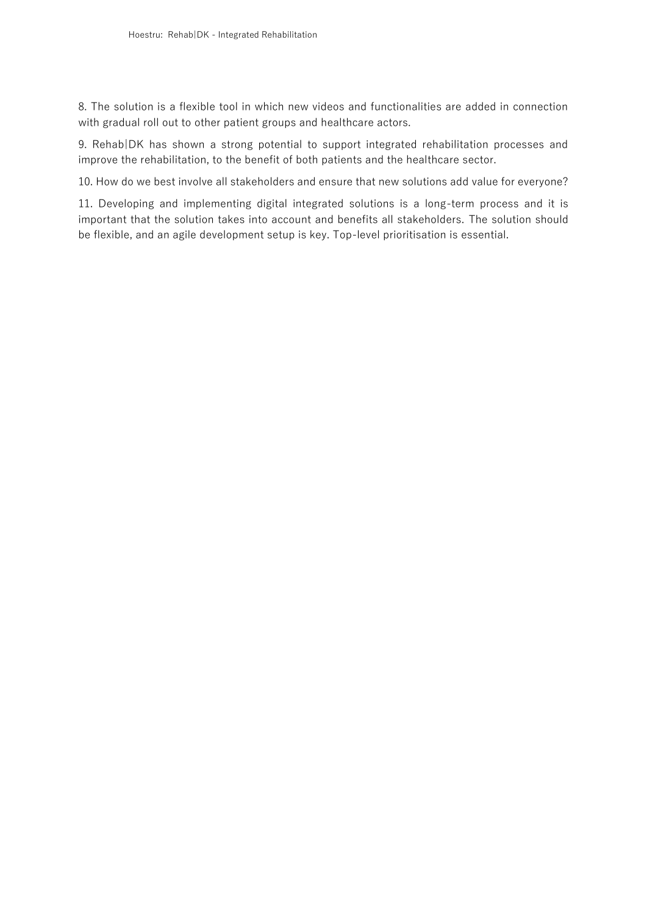8. The solution is a flexible tool in which new videos and functionalities are added in connection with gradual roll out to other patient groups and healthcare actors.

9. Rehab|DK has shown a strong potential to support integrated rehabilitation processes and improve the rehabilitation, to the benefit of both patients and the healthcare sector.

10. How do we best involve all stakeholders and ensure that new solutions add value for everyone?

11. Developing and implementing digital integrated solutions is a long-term process and it is important that the solution takes into account and benefits all stakeholders. The solution should be flexible, and an agile development setup is key. Top-level prioritisation is essential.